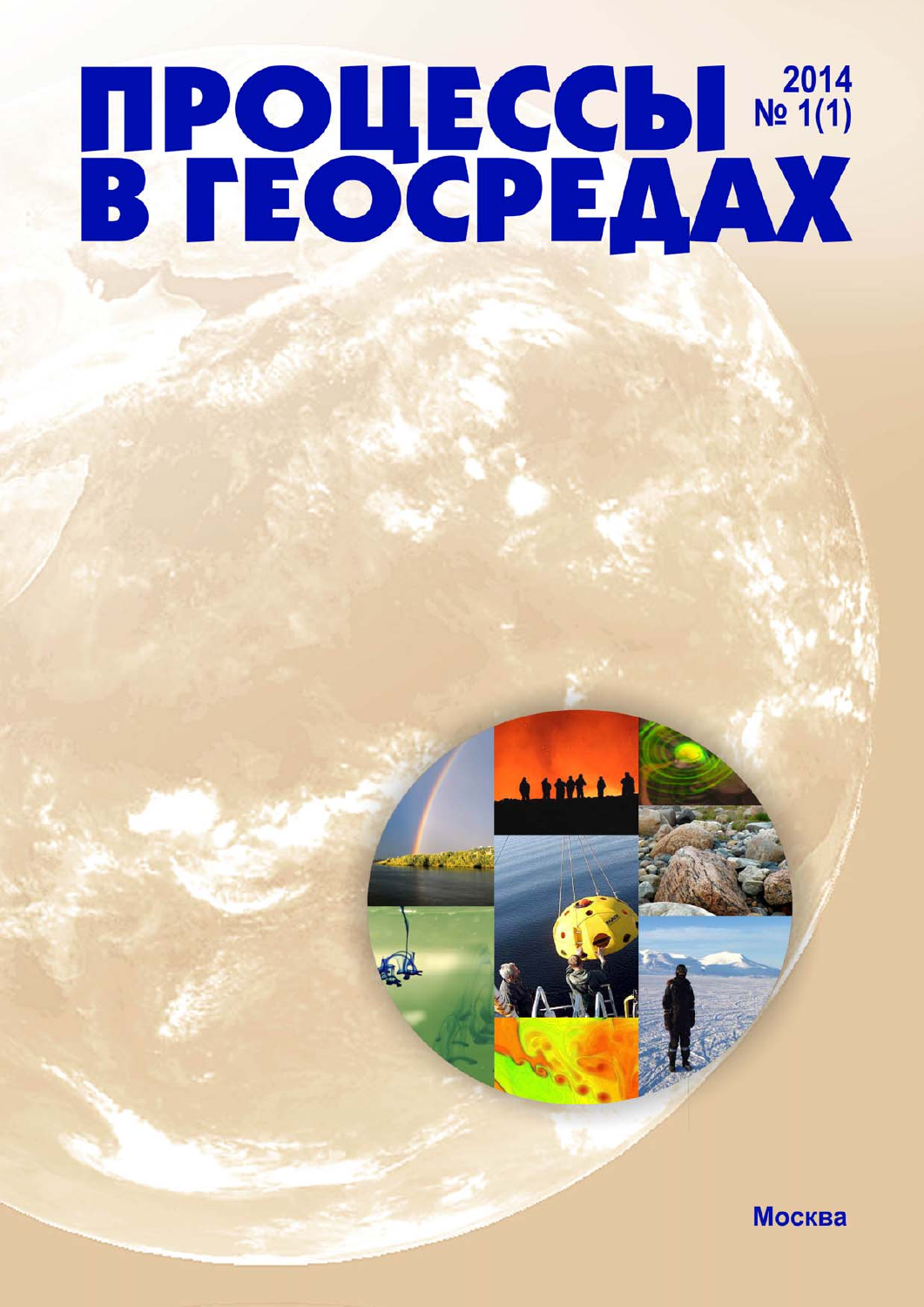# ПРОЦЕССЫ В ГЕОСРЕДАХ

2014
№ 1(1)

Москва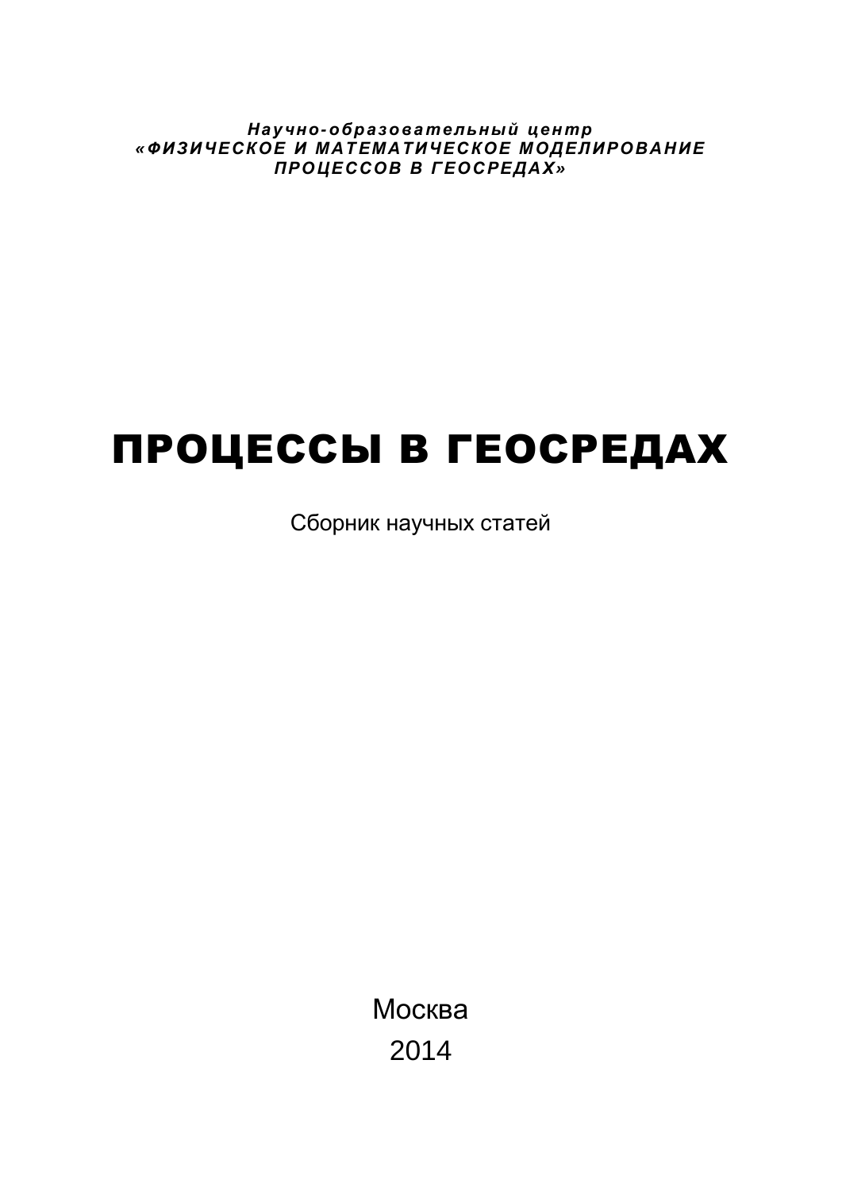***Научно-образовательный центр***
***«ФИЗИЧЕСКОЕ И МАТЕМАТИЧЕСКОЕ МОДЕЛИРОВАНИЕ ПРОЦЕССОВ В ГЕОСРЕДАХ»***

# ПРОЦЕССЫ В ГЕОСРЕДАХ

Сборник научных статей

Москва
2014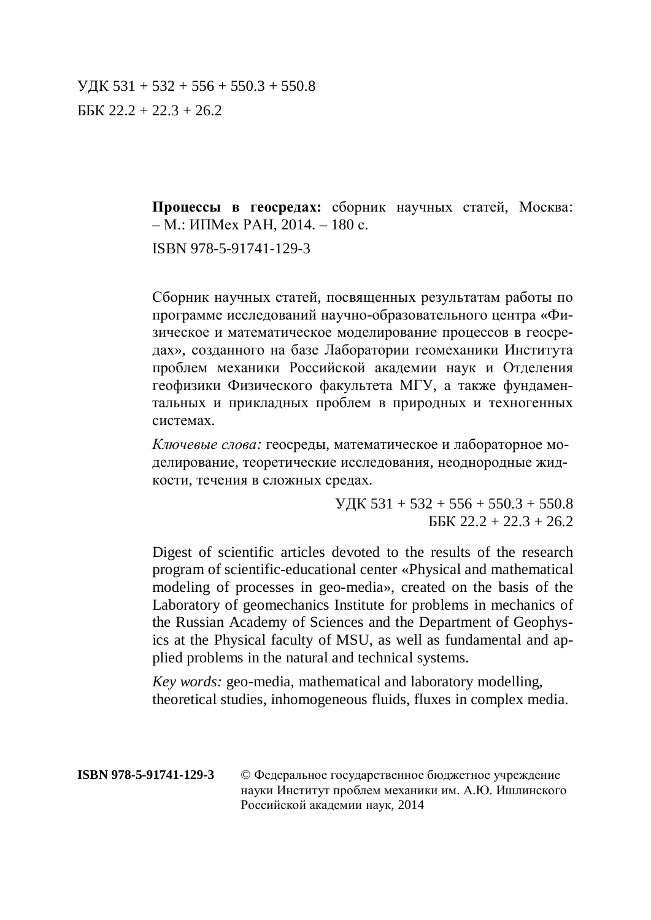УДК 531 + 532 + 556 + 550.3 + 550.8

ББК 22.2 + 22.3 + 26.2

**Процессы в геосредах:** сборник научных статей, Москва: – М.: ИПМех РАН, 2014. – 180 с.

ISBN 978-5-91741-129-3

Сборник научных статей, посвященных результатам работы по программе исследований научно-образовательного центра «Физическое и математическое моделирование процессов в геосредах», созданного на базе Лаборатории геомеханики Института проблем механики Российской академии наук и Отделения геофизики Физического факультета МГУ, а также фундаментальных и прикладных проблем в природных и техногенных системах.

*Ключевые слова:* геосреды, математическое и лабораторное моделирование, теоретические исследования, неоднородные жидкости, течения в сложных средах.

УДК 531 + 532 + 556 + 550.3 + 550.8
ББК 22.2 + 22.3 + 26.2

Digest of scientific articles devoted to the results of the research program of scientific-educational center «Physical and mathematical modeling of processes in geo-media», created on the basis of the Laboratory of geomechanics Institute for problems in mechanics of the Russian Academy of Sciences and the Department of Geophysics at the Physical faculty of MSU, as well as fundamental and applied problems in the natural and technical systems.

*Key words:* geo-media, mathematical and laboratory modelling, theoretical studies, inhomogeneous fluids, fluxes in complex media.

**ISBN 978-5-91741-129-3** © Федеральное государственное бюджетное учреждение науки Институт проблем механики им. А.Ю. Ишлинского Российской академии наук, 2014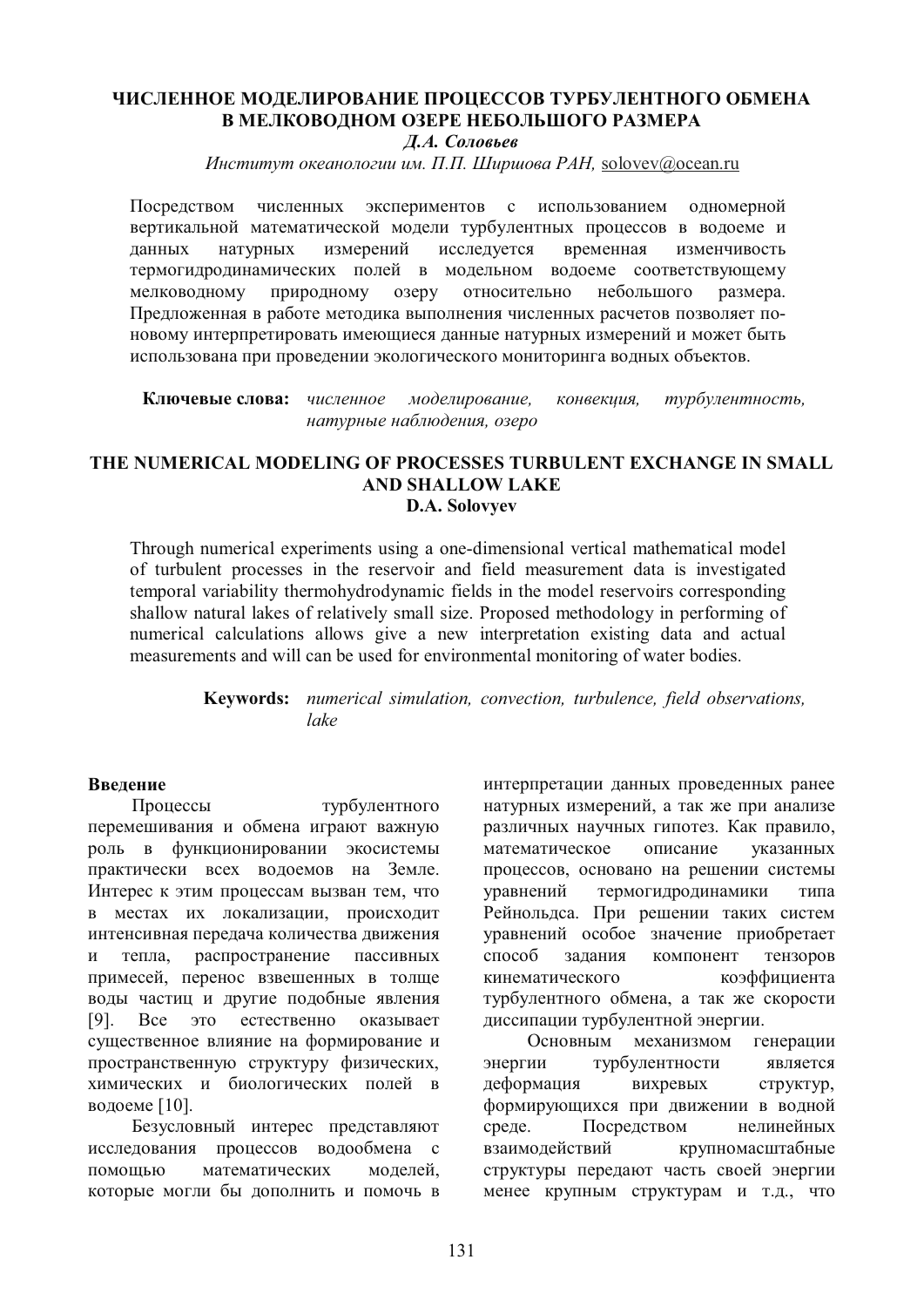# ЧИСЛЕННОЕ МОДЕЛИРОВАНИЕ ПРОЦЕССОВ ТУРБУЛЕНТНОГО ОБМЕНА В МЕЛКОВОДНОМ ОЗЕРЕ НЕБОЛЬШОГО РАЗМЕРА

***Д.А. Соловьев***

*Институт океанологии им. П.П. Ширшова РАН,* solovev@ocean.ru

Посредством численных экспериментов с использованием одномерной вертикальной математической модели турбулентных процессов в водоеме и данных натурных измерений исследуется временная изменчивость термогидродинамических полей в модельном водоеме соответствующему мелководному природному озеру относительно небольшого размера. Предложенная в работе методика выполнения численных расчетов позволяет по-новому интерпретировать имеющиеся данные натурных измерений и может быть использована при проведении экологического мониторинга водных объектов.

**Ключевые слова:** *численное моделирование, конвекция, турбулентность, натурные наблюдения, озеро*

# THE NUMERICAL MODELING OF PROCESSES TURBULENT EXCHANGE IN SMALL AND SHALLOW LAKE

**D.A. Solovyev**

Through numerical experiments using a one-dimensional vertical mathematical model of turbulent processes in the reservoir and field measurement data is investigated temporal variability thermohydrodynamic fields in the model reservoirs corresponding shallow natural lakes of relatively small size. Proposed methodology in performing of numerical calculations allows give a new interpretation existing data and actual measurements and will can be used for environmental monitoring of water bodies.

**Keywords:** *numerical simulation, convection, turbulence, field observations, lake*

## Введение

Процессы турбулентного перемешивания и обмена играют важную роль в функционировании экосистемы практически всех водоемов на Земле. Интерес к этим процессам вызван тем, что в местах их локализации, происходит интенсивная передача количества движения и тепла, распространение пассивных примесей, перенос взвешенных в толще воды частиц и другие подобные явления [9]. Все это естественно оказывает существенное влияние на формирование и пространственную структуру физических, химических и биологических полей в водоеме [10].

Безусловный интерес представляют исследования процессов водообмена с помощью математических моделей, которые могли бы дополнить и помочь в интерпретации данных проведенных ранее натурных измерений, а так же при анализе различных научных гипотез. Как правило, математическое описание указанных процессов, основано на решении системы уравнений термогидродинамики типа Рейнольдса. При решении таких систем уравнений особое значение приобретает способ задания компонент тензоров кинематического коэффициента турбулентного обмена, а так же скорости диссипации турбулентной энергии.

Основным механизмом генерации энергии турбулентности является деформация вихревых структур, формирующихся при движении в водной среде. Посредством нелинейных взаимодействий крупномасштабные структуры передают часть своей энергии менее крупным структурам и т.д., что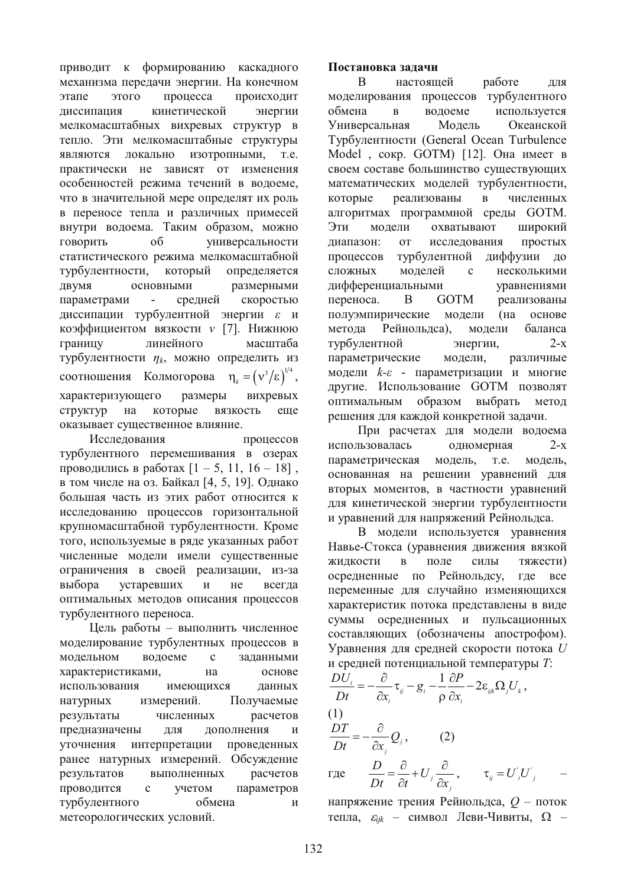приводит к формированию каскадного механизма передачи энергии. На конечном этапе этого процесса происходит диссипация кинетической энергии мелкомасштабных вихревых структур в тепло. Эти мелкомасштабные структуры являются локально изотропными, т.е. практически не зависят от изменения особенностей режима течений в водоеме, что в значительной мере определят их роль в переносе тепла и различных примесей внутри водоема. Таким образом, можно говорить об универсальности статистического режима мелкомасштабной турбулентности, который определяется двумя основными размерными параметрами - средней скоростью диссипации турбулентной энергии $\varepsilon$ и коэффициентом вязкости $\nu$ [7]. Нижнюю границу линейного масштаба турбулентности $\eta_k$, можно определить из соотношения Колмогорова $\eta_k = \left(\nu^3/\varepsilon\right)^{1/4}$, характеризующего размеры вихревых структур на которые вязкость еще оказывает существенное влияние.

Исследования процессов турбулентного перемешивания в озерах проводились в работах [1 – 5, 11, 16 – 18] , в том числе на оз. Байкал [4, 5, 19]. Однако большая часть из этих работ относится к исследованию процессов горизонтальной крупномасштабной турбулентности. Кроме того, используемые в ряде указанных работ численные модели имели существенные ограничения в своей реализации, из-за выбора устаревших и не всегда оптимальных методов описания процессов турбулентного переноса.

Цель работы – выполнить численное моделирование турбулентных процессов в модельном водоеме с заданными характеристиками, на основе использования имеющихся данных натурных измерений. Получаемые результаты численных расчетов предназначены для дополнения и уточнения интерпретации проведенных ранее натурных измерений. Обсуждение результатов выполненных расчетов проводится с учетом параметров турбулентного обмена и метеорологических условий.

**Постановка задачи**

В настоящей работе для моделирования процессов турбулентного обмена в водоеме используется Универсальная Модель Океанской Турбулентности (General Ocean Turbulence Model , сокр. GOTM) [12]. Она имеет в своем составе большинство существующих математических моделей турбулентности, которые реализованы в численных алгоритмах программной среды GOTM. Эти модели охватывают широкий диапазон: от исследования простых процессов турбулентной диффузии до сложных моделей с несколькими дифференциальными уравнениями переноса. В GOTM реализованы полуэмпирические модели (на основе метода Рейнольдса), модели баланса турбулентной энергии, 2-х параметрические модели, различные модели $k$-$\varepsilon$ - параметризации и многие другие. Использование GOTM позволят оптимальным образом выбрать метод решения для каждой конкретной задачи.

При расчетах для модели водоема использовалась одномерная 2-х параметрическая модель, т.е. модель, основанная на решении уравнений для вторых моментов, в частности уравнений для кинетической энергии турбулентности и уравнений для напряжений Рейнольдса.

В модели используется уравнения Навье-Стокса (уравнения движения вязкой жидкости в поле силы тяжести) осредненные по Рейнольдсу, где все переменные для случайно изменяющихся характеристик потока представлены в виде суммы осредненных и пульсационных составляющих (обозначены апострофом). Уравнения для средней скорости потока $U$ и средней потенциальной температуры $T$:

$$\frac{DU_i}{Dt} = -\frac{\partial}{\partial x_i}\tau_{ij} - g_i - \frac{1}{\rho}\frac{\partial P}{\partial x_i} - 2\varepsilon_{ijk}\Omega_j U_k, \quad (1)$$

$$\frac{DT}{Dt} = -\frac{\partial}{\partial x_j}Q_j, \quad (2)$$

где $\frac{D}{Dt} = \frac{\partial}{\partial t} + U_j\frac{\partial}{\partial x_j}$, $\tau_{ij} = U_i^{'}U_j^{'}$ – напряжение трения Рейнольдса, $Q$ – поток тепла, $\varepsilon_{ijk}$ – символ Леви-Чивиты, $\Omega$ –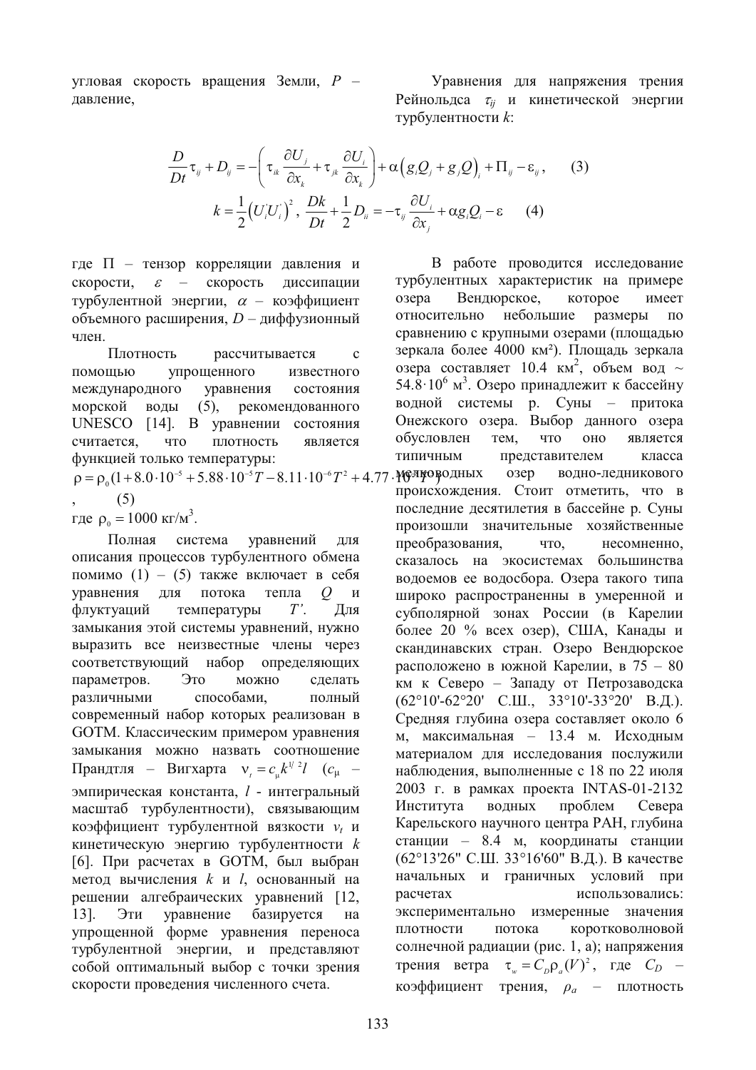угловая скорость вращения Земли, $P$ – давление,

Уравнения для напряжения трения Рейнольдса $\tau_{ij}$ и кинетической энергии турбулентности $k$:

$$\frac{D}{Dt}\tau_{ij} + D_{ij} = -\left(\tau_{ik}\frac{\partial U_j}{\partial x_k} + \tau_{jk}\frac{\partial U_i}{\partial x_k}\right) + \alpha\left(g_i Q_j + g_j Q\right)_i + \Pi_{ij} - \varepsilon_{ij}, \qquad (3)$$

$$k = \frac{1}{2}\left(U_i' U_i'\right)^2, \ \frac{Dk}{Dt} + \frac{1}{2}D_{ii} = -\tau_{ij}\frac{\partial U_i}{\partial x_j} + \alpha g_i Q_i - \varepsilon \qquad (4)$$

где $\Pi$ – тензор корреляции давления и скорости, $\varepsilon$ – скорость диссипации турбулентной энергии, $\alpha$ – коэффициент объемного расширения, $D$ – диффузионный член.

Плотность рассчитывается с помощью упрощенного известного международного уравнения состояния морской воды (5), рекомендованного UNESCO [14]. В уравнении состояния считается, что плотность является функцией только температуры:

$$\rho = \rho_0(1 + 8.0\cdot10^{-5} + 5.88\cdot10^{-5}T - 8.11\cdot10^{-6}T^2 + 4.77\cdot10^{-8}T^3), \qquad (5)$$

где $\rho_0 = 1000$ кг/м$^3$.

Полная система уравнений для описания процессов турбулентного обмена помимо (1) – (5) также включает в себя уравнения для потока тепла $Q$ и флуктуаций температуры $T'$. Для замыкания этой системы уравнений, нужно выразить все неизвестные члены через соответствующий набор определяющих параметров. Это можно сделать различными способами, полный современный набор которых реализован в GOTM. Классическим примером уравнения замыкания можно назвать соотношение Прандтля – Вигхарта $\nu_t = c_\mu k^{1/2} l$ ($c_\mu$ – эмпирическая константа, $l$ - интегральный масштаб турбулентности), связывающим коэффициент турбулентной вязкости $\nu_t$ и кинетическую энергию турбулентности $k$ [6]. При расчетах в GOTM, был выбран метод вычисления $k$ и $l$, основанный на решении алгебраических уравнений [12, 13]. Эти уравнение базируется на упрощенной форме уравнения переноса турбулентной энергии, и представляют собой оптимальный выбор с точки зрения скорости проведения численного счета.

В работе проводится исследование турбулентных характеристик на примере озера Вендюрское, которое имеет относительно небольшие размеры по сравнению с крупными озерами (площадью зеркала более 4000 км²). Площадь зеркала озера составляет 10.4 км$^2$, объем вод ~ $54.8\cdot10^6$ м$^3$. Озеро принадлежит к бассейну водной системы р. Суны – притока Онежского озера. Выбор данного озера обусловлен тем, что оно является типичным представителем класса мелководных озер водно-ледникового происхождения. Стоит отметить, что в последние десятилетия в бассейне р. Суны произошли значительные хозяйственные преобразования, что, несомненно, сказалось на экосистемах большинства водоемов ее водосбора. Озера такого типа широко распространенны в умеренной и субполярной зонах России (в Карелии более 20 % всех озер), США, Канады и скандинавских стран. Озеро Вендюрское расположено в южной Карелии, в 75 – 80 км к Северо – Западу от Петрозаводска (62°10'-62°20' С.Ш., 33°10'-33°20' В.Д.). Средняя глубина озера составляет около 6 м, максимальная – 13.4 м. Исходным материалом для исследования послужили наблюдения, выполненные с 18 по 22 июля 2003 г. в рамках проекта INTAS-01-2132 Института водных проблем Севера Карельского научного центра РАН, глубина станции – 8.4 м, координаты станции (62°13'26" С.Ш. 33°16'60" В.Д.). В качестве начальных и граничных условий при расчетах использовались: экспериментально измеренные значения плотности потока коротковолновой солнечной радиации (рис. 1, а); напряжения трения ветра $\tau_w = C_D \rho_a (V)^2$, где $C_D$ – коэффициент трения, $\rho_a$ – плотность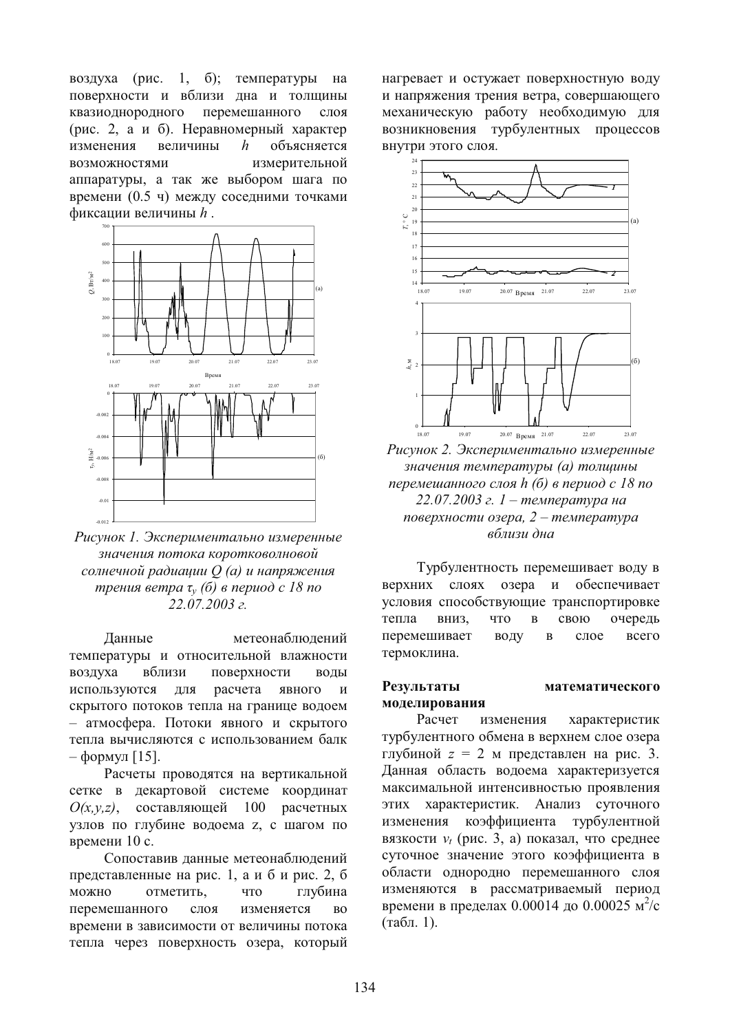воздуха (рис. 1, б); температуры на поверхности и вблизи дна и толщины квазиоднородного перемешанного слоя (рис. 2, а и б). Неравномерный характер изменения величины $h$ объясняется возможностями измерительной аппаратуры, а так же выбором шага по времени (0.5 ч) между соседними точками фиксации величины $h$.

700
600
500
400
300
200
100
0
Q, Вт/м²
(а)
18.07 19.07 20.07 21.07 22.07 23.07
Время

18.07 19.07 20.07 21.07 22.07 23.07
0
-0.002
-0.004
-0.006
-0.008
-0.01
-0.012
τy, Н/м²
(б)

*Рисунок 1. Экспериментально измеренные значения потока коротковолновой солнечной радиации Q (а) и напряжения трения ветра $\tau_y$ (б) в период с 18 по 22.07.2003 г.*

Данные метеонаблюдений температуры и относительной влажности воздуха вблизи поверхности воды используются для расчета явного и скрытого потоков тепла на границе водоем – атмосфера. Потоки явного и скрытого тепла вычисляются с использованием балк – формул [15].

Расчеты проводятся на вертикальной сетке в декартовой системе координат $O(x,y,z)$, составляющей 100 расчетных узлов по глубине водоема z, с шагом по времени 10 с.

Сопоставив данные метеонаблюдений представленные на рис. 1, а и б и рис. 2, б можно отметить, что глубина перемешанного слоя изменяется во времени в зависимости от величины потока тепла через поверхность озера, который нагревает и остужает поверхностную воду и напряжения трения ветра, совершающего механическую работу необходимую для возникновения турбулентных процессов внутри этого слоя.

24
23
22
21
20
19
18
17
16
15
14
T, °C
(а)
1
2
18.07 19.07 20.07 Время 21.07 22.07 23.07

4
3
2
1
0
h, м
(б)
18.07 19.07 20.07 Время 21.07 22.07 23.07

*Рисунок 2. Экспериментально измеренные значения температуры (а) толщины перемешанного слоя h (б) в период с 18 по 22.07.2003 г. 1 – температура на поверхности озера, 2 – температура вблизи дна*

Турбулентность перемешивает воду в верхних слоях озера и обеспечивает условия способствующие транспортировке тепла вниз, что в свою очередь перемешивает воду в слое всего термоклина.

## Результаты математического моделирования

Расчет изменения характеристик турбулентного обмена в верхнем слое озера глубиной $z$ = 2 м представлен на рис. 3. Данная область водоема характеризуется максимальной интенсивностью проявления этих характеристик. Анализ суточного изменения коэффициента турбулентной вязкости $\nu_t$ (рис. 3, а) показал, что среднее суточное значение этого коэффициента в области однородно перемешанного слоя изменяются в рассматриваемый период времени в пределах 0.00014 до 0.00025 м$^2$/с (табл. 1).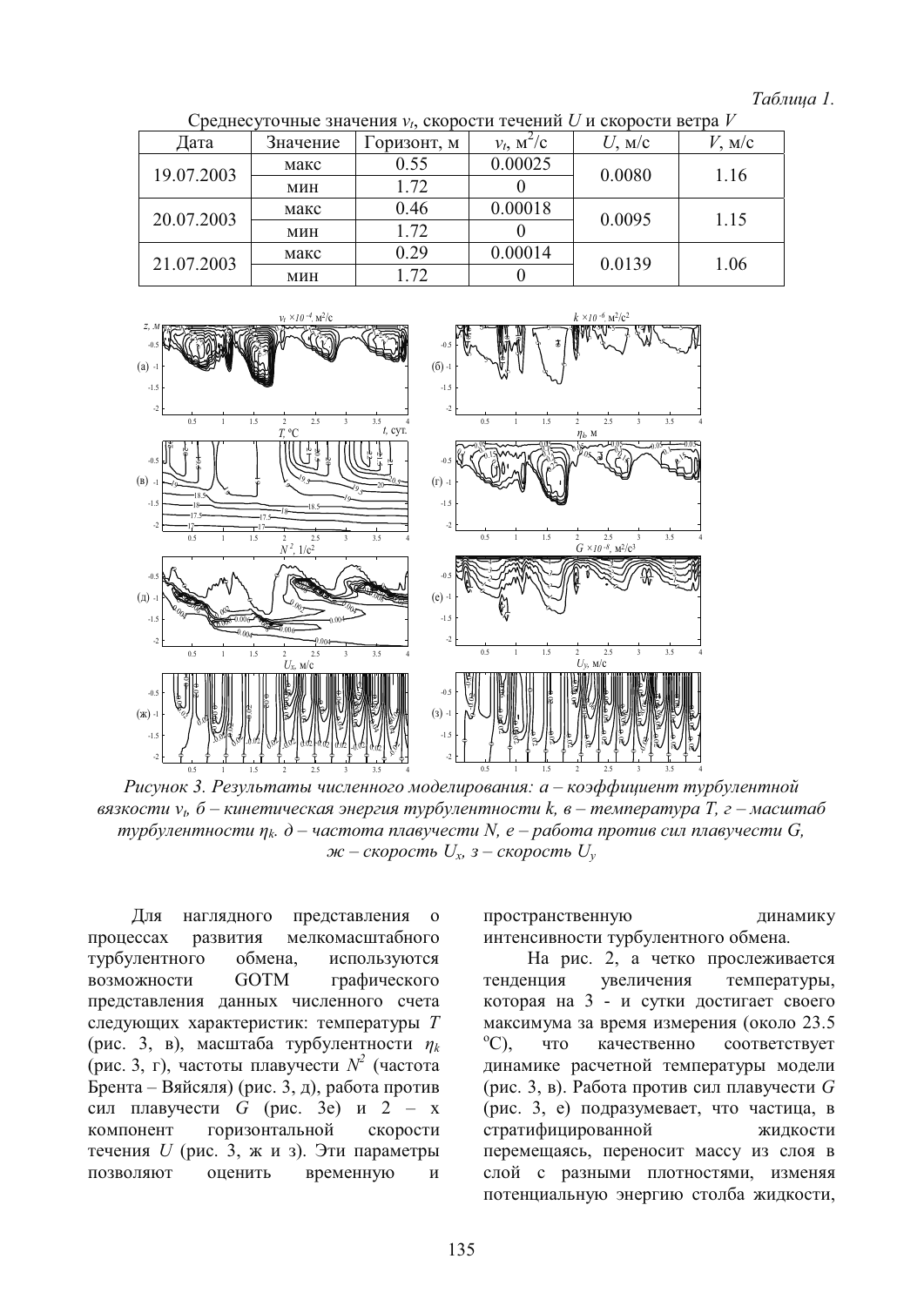*Таблица 1.*

Среднесуточные значения $\nu_t$, скорости течений $U$ и скорости ветра $V$

| Дата | Значение | Горизонт, м | $\nu_t$, м$^2$/с | $U$, м/с | $V$, м/с |
|---|---|---|---|---|---|
| 19.07.2003 | макс | 0.55 | 0.00025 | 0.0080 | 1.16 |
| | мин | 1.72 | 0 | | |
| 20.07.2003 | макс | 0.46 | 0.00018 | 0.0095 | 1.15 |
| | мин | 1.72 | 0 | | |
| 21.07.2003 | макс | 0.29 | 0.00014 | 0.0139 | 1.06 |
| | мин | 1.72 | 0 | | |

$\nu_t \times 10^{-4}$ м$^2$/с

$k \times 10^{-6}$ м$^2$/с$^2$

$T$, °C

$t$, сут.

$\eta_k$, м

$N^2$, 1/с$^2$

$G \times 10^{-8}$, м$^2$/с$^3$

$U_x$, м/с

$U_y$, м/с

*Рисунок 3. Результаты численного моделирования: а – коэффициент турбулентной вязкости $\nu_t$, б – кинетическая энергия турбулентности $k$, в – температура $T$, г – масштаб турбулентности $\eta_k$. д – частота плавучести $N$, е – работа против сил плавучести $G$, ж – скорость $U_x$, з – скорость $U_y$*

Для наглядного представления о процессах развития мелкомасштабного турбулентного обмена, используются возможности GOTM графического представления данных численного счета следующих характеристик: температуры $T$ (рис. 3, в), масштаба турбулентности $\eta_k$ (рис. 3, г), частоты плавучести $N^2$ (частота Брента – Вяйсяля) (рис. 3, д), работа против сил плавучести $G$ (рис. 3е) и 2 – х компонент горизонтальной скорости течения $U$ (рис. 3, ж и з). Эти параметры позволяют оценить временную и пространственную динамику интенсивности турбулентного обмена.

На рис. 2, а четко прослеживается тенденция увеличения температуры, которая на 3 - и сутки достигает своего максимума за время измерения (около 23.5 °С), что качественно соответствует динамике расчетной температуры модели (рис. 3, в). Работа против сил плавучести $G$ (рис. 3, е) подразумевает, что частица, в стратифицированной жидкости перемещаясь, переносит массу из слоя в слой с разными плотностями, изменяя потенциальную энергию столба жидкости,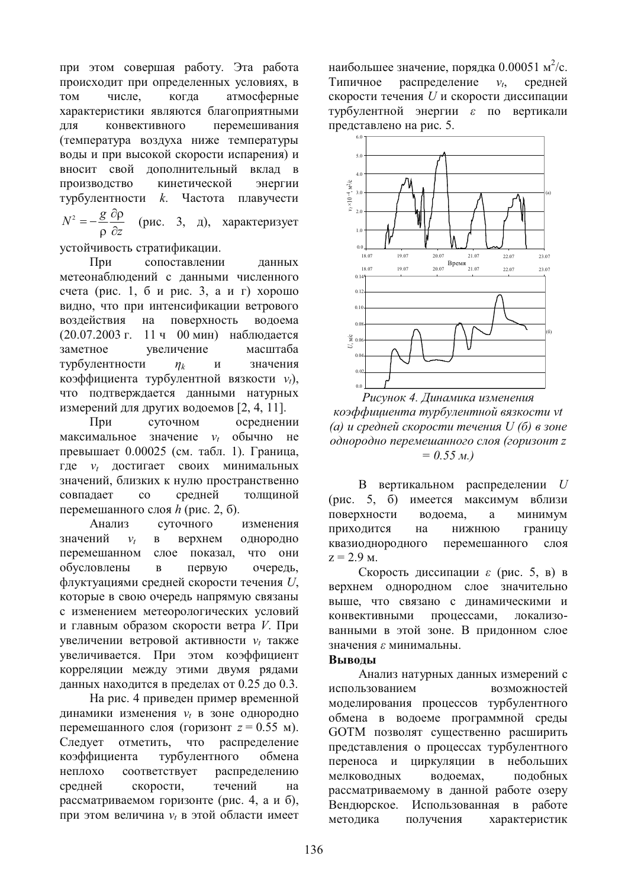при этом совершая работу. Эта работа происходит при определенных условиях, в том числе, когда атмосферные характеристики являются благоприятными для конвективного перемешивания (температура воздуха ниже температуры воды и при высокой скорости испарения) и вносит свой дополнительный вклад в производство кинетической энергии турбулентности $k$. Частота плавучести $N^2 = -\frac{g}{\rho}\frac{\partial \rho}{\partial z}$ (рис. 3, д), характеризует устойчивость стратификации.

При сопоставлении данных метеонаблюдений с данными численного счета (рис. 1, б и рис. 3, а и г) хорошо видно, что при интенсификации ветрового воздействия на поверхность водоема (20.07.2003 г. 11 ч 00 мин) наблюдается заметное увеличение масштаба турбулентности $\eta_k$ и значения коэффициента турбулентной вязкости $\nu_t$), что подтверждается данными натурных измерений для других водоемов [2, 4, 11].

При суточном осреднении максимальное значение $\nu_t$ обычно не превышает 0.00025 (см. табл. 1). Граница, где $\nu_t$ достигает своих минимальных значений, близких к нулю пространственно совпадает со средней толщиной перемешанного слоя $h$ (рис. 2, б).

Анализ суточного изменения значений $\nu_t$ в верхнем однородно перемешанном слое показал, что они обусловлены в первую очередь, флуктуациями средней скорости течения $U$, которые в свою очередь напрямую связаны с изменением метеорологических условий и главным образом скорости ветра $V$. При увеличении ветровой активности $\nu_t$ также увеличивается. При этом коэффициент корреляции между этими двумя рядами данных находится в пределах от 0.25 до 0.3.

На рис. 4 приведен пример временной динамики изменения $\nu_t$ в зоне однородно перемешанного слоя (горизонт $z = 0.55$ м). Следует отметить, что распределение коэффициента турбулентного обмена неплохо соответствует распределению средней скорости, течений на рассматриваемом горизонте (рис. 4, а и б), при этом величина $\nu_t$ в этой области имеет наибольшее значение, порядка 0.00051 м$^2$/с. Типичное распределение $\nu_t$, средней скорости течения $U$ и скорости диссипации турбулентной энергии $\varepsilon$ по вертикали представлено на рис. 5.

6.0
5.0
4.0
3.0
2.0
1.0
0.0
$\nu_t \times 10^{-4}$, м²/с
(а)
18.07 19.07 20.07 21.07 22.07 23.07
Время
18.07 19.07 20.07 21.07 22.07 23.07
0.14
0.12
0.10
0.08
0.06
0.04
0.02
0.0
$U$, м/с
(б)

*Рисунок 4. Динамика изменения коэффициента турбулентной вязкости vt (а) и средней скорости течения U (б) в зоне однородно перемешанного слоя (горизонт z = 0.55 м.)*

В вертикальном распределении $U$ (рис. 5, б) имеется максимум вблизи поверхности водоема, а минимум приходится на нижнюю границу квазиоднородного перемешанного слоя z = 2.9 м.

Скорость диссипации $\varepsilon$ (рис. 5, в) в верхнем однородном слое значительно выше, что связано с динамическими и конвективными процессами, локализованными в этой зоне. В придонном слое значения $\varepsilon$ минимальны.

**Выводы**

Анализ натурных данных измерений с использованием возможностей моделирования процессов турбулентного обмена в водоеме программной среды GOTM позволят существенно расширить представления о процессах турбулентного переноса и циркуляции в небольших мелководных водоемах, подобных рассматриваемому в данной работе озеру Вендюрское. Использованная в работе методика получения характеристик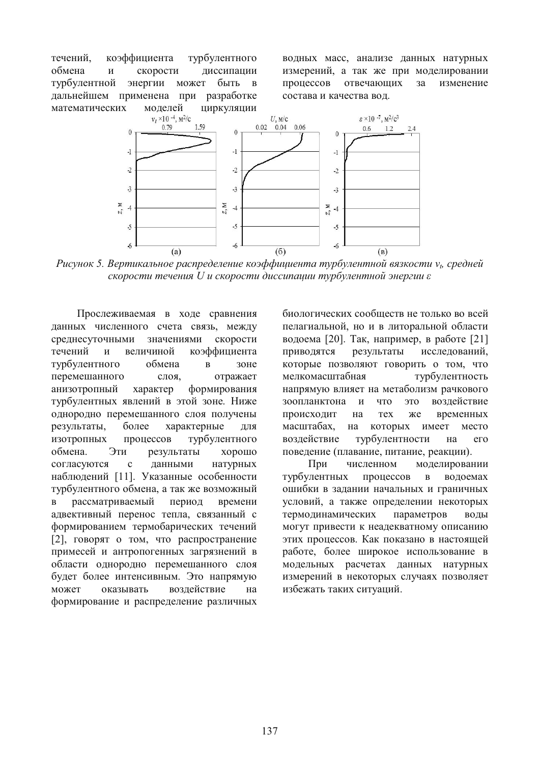течений, коэффициента турбулентного обмена и скорости диссипации турбулентной энергии может быть в дальнейшем применена при разработке математических моделей циркуляции водных масс, анализе данных натурных измерений, а так же при моделировании процессов отвечающих за изменение состава и качества вод.

$\nu_t \times 10^{-4}$, м²/с
0.79 1.59
0
-1
-2
-3
-4
-5
-6
$z$, м
(а)

$U$, м/с
0.02 0.04 0.06
0
-1
-2
-3
-4
-5
-6
$z$, м
(б)

$\varepsilon \times 10^{-7}$, м²/с³
0.6 1.2 2.4
0
-1
-2
-3
-4
-5
-6
$z$, м
(в)

*Рисунок 5. Вертикальное распределение коэффициента турбулентной вязкости $\nu_t$, средней скорости течения $U$ и скорости диссипации турбулентной энергии $\varepsilon$*

Прослеживаемая в ходе сравнения данных численного счета связь, между среднесуточными значениями скорости течений и величиной коэффициента турбулентного обмена в зоне перемешанного слоя, отражает анизотропный характер формирования турбулентных явлений в этой зоне. Ниже однородно перемешанного слоя получены результаты, более характерные для изотропных процессов турбулентного обмена. Эти результаты хорошо согласуются с данными натурных наблюдений [11]. Указанные особенности турбулентного обмена, а так же возможный в рассматриваемый период времени адвективный перенос тепла, связанный с формированием термобарических течений [2], говорят о том, что распространение примесей и антропогенных загрязнений в области однородно перемешанного слоя будет более интенсивным. Это напрямую может оказывать воздействие на формирование и распределение различных биологических сообществ не только во всей пелагиальной, но и в литоральной области водоема [20]. Так, например, в работе [21] приводятся результаты исследований, которые позволяют говорить о том, что мелкомасштабная турбулентность напрямую влияет на метаболизм рачкового зоопланктона и что это воздействие происходит на тех же временных масштабах, на которых имеет место воздействие турбулентности на его поведение (плавание, питание, реакции).

При численном моделировании турбулентных процессов в водоемах ошибки в задании начальных и граничных условий, а также определении некоторых термодинамических параметров воды могут привести к неадекватному описанию этих процессов. Как показано в настоящей работе, более широкое использование в модельных расчетах данных натурных измерений в некоторых случаях позволяет избежать таких ситуаций.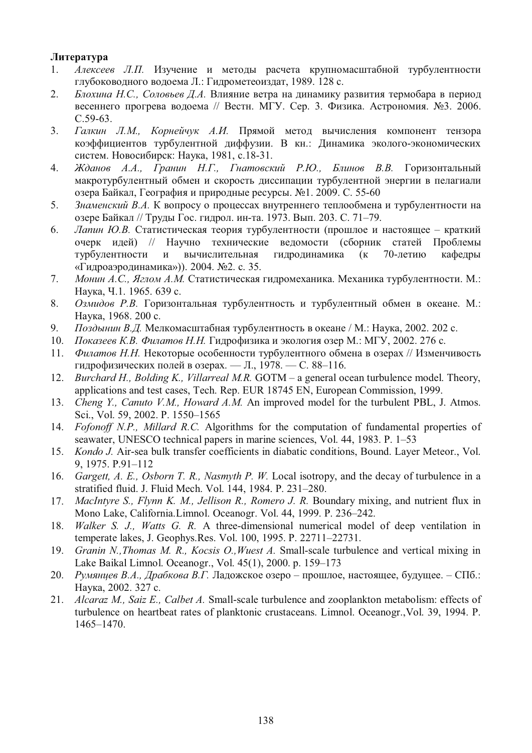**Литература**

1. *Алексеев Л.П.* Изучение и методы расчета крупномасштабной турбулентности глубоководного водоема Л.: Гидрометеоиздат, 1989. 128 с.
2. *Блохина Н.С., Соловьев Д.А.* Влияние ветра на динамику развития термобара в период весеннего прогрева водоема // Вестн. МГУ. Сер. 3. Физика. Астрономия. №3. 2006. С.59-63.
3. *Галкин Л.М., Корнейчук А.И.* Прямой метод вычисления компонент тензора коэффициентов турбулентной диффузии. В кн.: Динамика эколого-экономических систем. Новосибирск: Наука, 1981, с.18-31.
4. *Жданов А.А., Гранин Н.Г., Гнатовский Р.Ю., Блинов В.В.* Горизонтальный макротурбулентный обмен и скорость диссипации турбулентной энергии в пелагиали озера Байкал, География и природные ресурсы. №1. 2009. С. 55-60
5. *Знаменский В.А.* К вопросу о процессах внутреннего теплообмена и турбулентности на озере Байкал // Труды Гос. гидрол. ин-та. 1973. Вып. 203. С. 71–79.
6. *Лапин Ю.В.* Статистическая теория турбулентности (прошлое и настоящее – краткий очерк идей) // Научно технические ведомости (сборник статей Проблемы турбулентности и вычислительная гидродинамика (к 70-летию кафедры «Гидроаэродинамика»)). 2004. №2. с. 35.
7. *Монин А.С., Яглом А.М.* Статистическая гидромеханика. Механика турбулентности. М.: Наука, Ч.1. 1965. 639 с.
8. *Озмидов Р.В.* Горизонтальная турбулентность и турбулентный обмен в океане. М.: Наука, 1968. 200 с.
9. *Поздынин В.Д.* Мелкомасштабная турбулентность в океане / М.: Наука, 2002. 202 с.
10. *Показеев К.В. Филатов Н.Н.* Гидрофизика и экология озер М.: МГУ, 2002. 276 с.
11. *Филатов Н.Н.* Некоторые особенности турбулентного обмена в озерах // Изменчивость гидрофизических полей в озерах. — Л., 1978. — С. 88–116.
12. *Burchard H., Bolding K., Villarreal M.R.* GOTM – a general ocean turbulence model. Theory, applications and test cases, Tech. Rep. EUR 18745 EN, European Commission, 1999.
13. *Cheng Y., Canuto V.M., Howard A.M.* An improved model for the turbulent PBL, J. Atmos. Sci., Vol. 59, 2002. P. 1550–1565
14. *Fofonoff N.P., Millard R.C.* Algorithms for the computation of fundamental properties of seawater, UNESCO technical papers in marine sciences, Vol. 44, 1983. P. 1–53
15. *Kondo J.* Air-sea bulk transfer coefficients in diabatic conditions, Bound. Layer Meteor., Vol. 9, 1975. P.91–112
16. *Gargett, A. E., Osborn T. R., Nasmyth P. W.* Local isotropy, and the decay of turbulence in a stratified fluid. J. Fluid Mech. Vol. 144, 1984. P. 231–280.
17. *MacIntyre S., Flynn K. M., Jellison R., Romero J. R.* Boundary mixing, and nutrient flux in Mono Lake, California.Limnol. Oceanogr. Vol. 44, 1999. P. 236–242.
18. *Walker S. J., Watts G. R.* A three-dimensional numerical model of deep ventilation in temperate lakes, J. Geophys.Res. Vol. 100, 1995. P. 22711–22731.
19. *Granin N.,Thomas M. R., Kocsis O.,Wuest A.* Small-scale turbulence and vertical mixing in Lake Baikal Limnol. Oceanogr., Vol. 45(1), 2000. p. 159–173
20. *Румянцев В.А., Драбкова В.Г.* Ладожское озеро – прошлое, настоящее, будущее. – СПб.: Наука, 2002. 327 с.
21. *Alcaraz M., Saiz E., Calbet A.* Small-scale turbulence and zooplankton metabolism: effects of turbulence on heartbeat rates of planktonic crustaceans. Limnol. Oceanogr.,Vol. 39, 1994. P. 1465–1470.